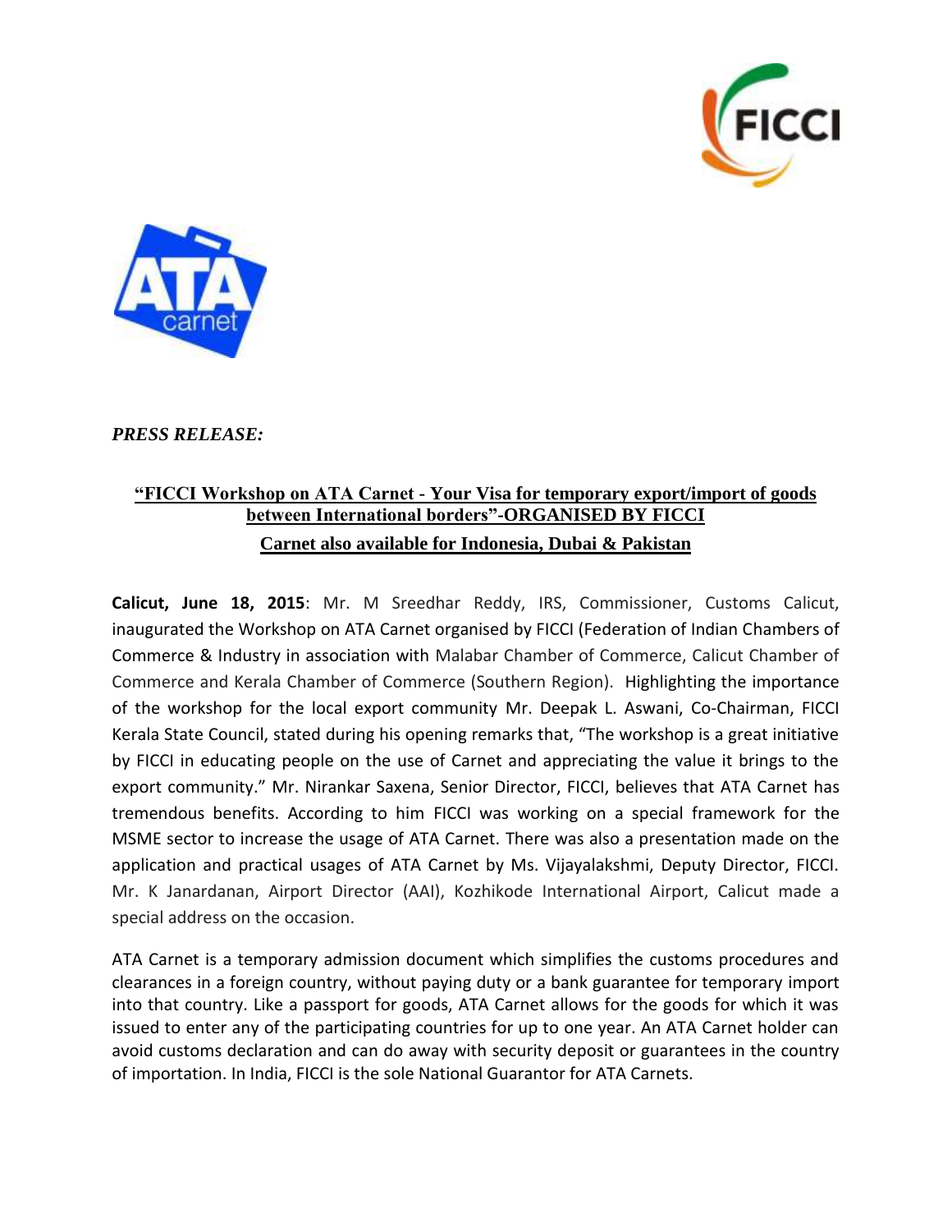*PRESS RELEASE:*

## "FICCI Workshop on ATA Carnet - Your Visa for temporary export/import of goods between International borders"-ORGANISED BY FICCI

## Carnet also available for Indonesia, Dubai & Pakistan

**Calicut, June 18, 2015**: Mr. M Sreedhar Reddy, IRS, Commissioner, Customs Calicut, inaugurated the Workshop on ATA Carnet organised by FICCI (Federation of Indian Chambers of Commerce & Industry in association with Malabar Chamber of Commerce, Calicut Chamber of Commerce and Kerala Chamber of Commerce (Southern Region). Highlighting the importance of the workshop for the local export community Mr. Deepak L. Aswani, Co-Chairman, FICCI Kerala State Council, stated during his opening remarks that, "The workshop is a great initiative by FICCI in educating people on the use of Carnet and appreciating the value it brings to the export community." Mr. Nirankar Saxena, Senior Director, FICCI, believes that ATA Carnet has tremendous benefits. According to him FICCI was working on a special framework for the MSME sector to increase the usage of ATA Carnet. There was also a presentation made on the application and practical usages of ATA Carnet by Ms. Vijayalakshmi, Deputy Director, FICCI. Mr. K Janardanan, Airport Director (AAI), Kozhikode International Airport, Calicut made a special address on the occasion.

ATA Carnet is a temporary admission document which simplifies the customs procedures and clearances in a foreign country, without paying duty or a bank guarantee for temporary import into that country. Like a passport for goods, ATA Carnet allows for the goods for which it was issued to enter any of the participating countries for up to one year. An ATA Carnet holder can avoid customs declaration and can do away with security deposit or guarantees in the country of importation. In India, FICCI is the sole National Guarantor for ATA Carnets.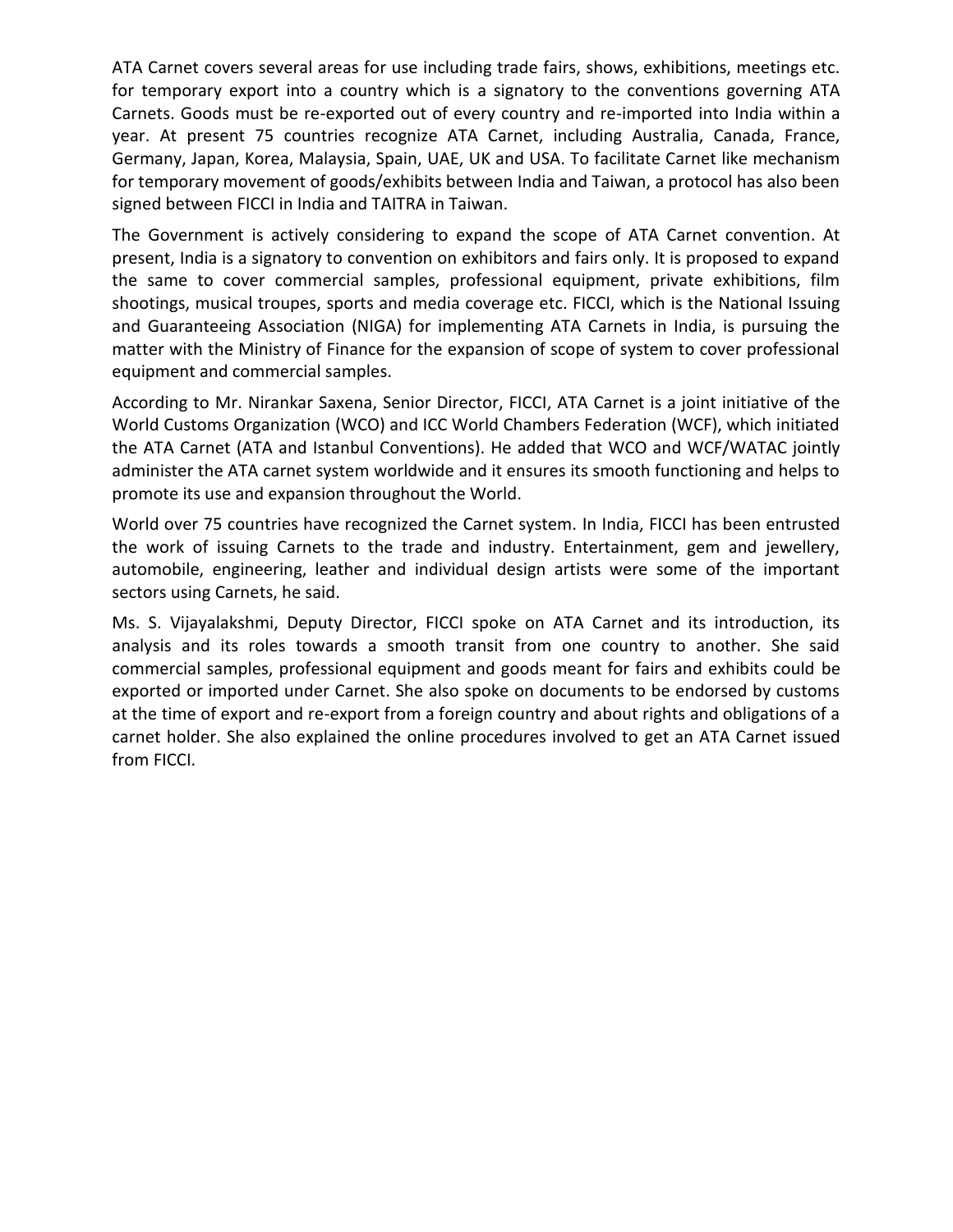ATA Carnet covers several areas for use including trade fairs, shows, exhibitions, meetings etc. for temporary export into a country which is a signatory to the conventions governing ATA Carnets. Goods must be re-exported out of every country and re-imported into India within a year. At present 75 countries recognize ATA Carnet, including Australia, Canada, France, Germany, Japan, Korea, Malaysia, Spain, UAE, UK and USA. To facilitate Carnet like mechanism for temporary movement of goods/exhibits between India and Taiwan, a protocol has also been signed between FICCI in India and TAITRA in Taiwan.

The Government is actively considering to expand the scope of ATA Carnet convention. At present, India is a signatory to convention on exhibitors and fairs only. It is proposed to expand the same to cover commercial samples, professional equipment, private exhibitions, film shootings, musical troupes, sports and media coverage etc. FICCI, which is the National Issuing and Guaranteeing Association (NIGA) for implementing ATA Carnets in India, is pursuing the matter with the Ministry of Finance for the expansion of scope of system to cover professional equipment and commercial samples.

According to Mr. Nirankar Saxena, Senior Director, FICCI, ATA Carnet is a joint initiative of the World Customs Organization (WCO) and ICC World Chambers Federation (WCF), which initiated the ATA Carnet (ATA and Istanbul Conventions). He added that WCO and WCF/WATAC jointly administer the ATA carnet system worldwide and it ensures its smooth functioning and helps to promote its use and expansion throughout the World.

World over 75 countries have recognized the Carnet system. In India, FICCI has been entrusted the work of issuing Carnets to the trade and industry. Entertainment, gem and jewellery, automobile, engineering, leather and individual design artists were some of the important sectors using Carnets, he said.

Ms. S. Vijayalakshmi, Deputy Director, FICCI spoke on ATA Carnet and its introduction, its analysis and its roles towards a smooth transit from one country to another. She said commercial samples, professional equipment and goods meant for fairs and exhibits could be exported or imported under Carnet. She also spoke on documents to be endorsed by customs at the time of export and re-export from a foreign country and about rights and obligations of a carnet holder. She also explained the online procedures involved to get an ATA Carnet issued from FICCI.